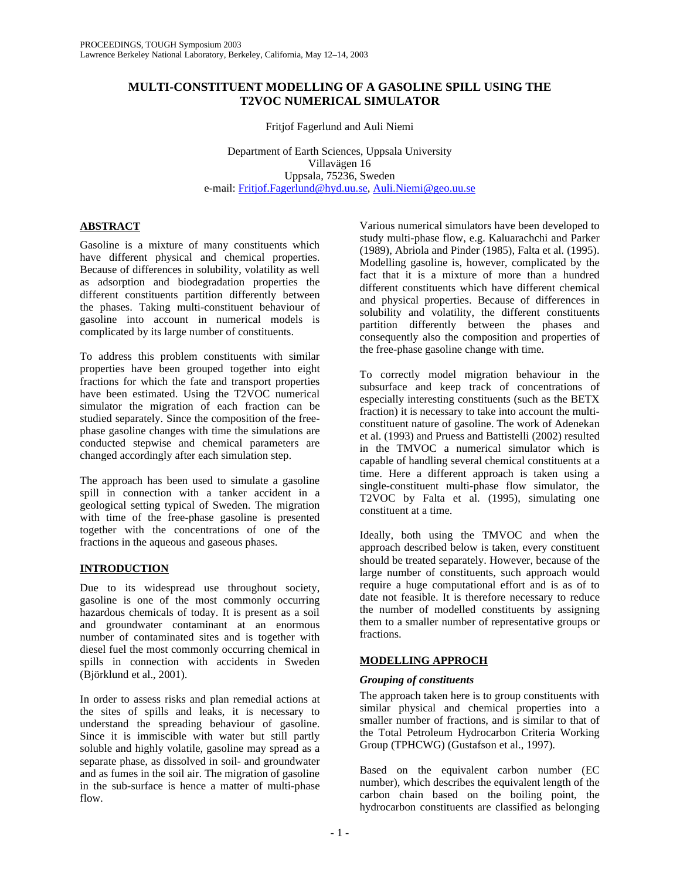# MULTI-CONSTITUENT MODELLING OF A GASOLINE SPILL USING THE T2VOC NUMERICAL SIMULATOR

Fritjof Fagerlund and Auli Niemi

Department of Earth Sciences, Uppsala University
Villavägen 16
Uppsala, 75236, Sweden
e-mail: Fritjof.Fagerlund@hyd.uu.se, Auli.Niemi@geo.uu.se

## ABSTRACT

Gasoline is a mixture of many constituents which have different physical and chemical properties. Because of differences in solubility, volatility as well as adsorption and biodegradation properties the different constituents partition differently between the phases. Taking multi-constituent behaviour of gasoline into account in numerical models is complicated by its large number of constituents.

To address this problem constituents with similar properties have been grouped together into eight fractions for which the fate and transport properties have been estimated. Using the T2VOC numerical simulator the migration of each fraction can be studied separately. Since the composition of the free-phase gasoline changes with time the simulations are conducted stepwise and chemical parameters are changed accordingly after each simulation step.

The approach has been used to simulate a gasoline spill in connection with a tanker accident in a geological setting typical of Sweden. The migration with time of the free-phase gasoline is presented together with the concentrations of one of the fractions in the aqueous and gaseous phases.

## INTRODUCTION

Due to its widespread use throughout society, gasoline is one of the most commonly occurring hazardous chemicals of today. It is present as a soil and groundwater contaminant at an enormous number of contaminated sites and is together with diesel fuel the most commonly occurring chemical in spills in connection with accidents in Sweden (Björklund et al., 2001).

In order to assess risks and plan remedial actions at the sites of spills and leaks, it is necessary to understand the spreading behaviour of gasoline. Since it is immiscible with water but still partly soluble and highly volatile, gasoline may spread as a separate phase, as dissolved in soil- and groundwater and as fumes in the soil air. The migration of gasoline in the sub-surface is hence a matter of multi-phase flow.

Various numerical simulators have been developed to study multi-phase flow, e.g. Kaluarachchi and Parker (1989), Abriola and Pinder (1985), Falta et al. (1995). Modelling gasoline is, however, complicated by the fact that it is a mixture of more than a hundred different constituents which have different chemical and physical properties. Because of differences in solubility and volatility, the different constituents partition differently between the phases and consequently also the composition and properties of the free-phase gasoline change with time.

To correctly model migration behaviour in the subsurface and keep track of concentrations of especially interesting constituents (such as the BETX fraction) it is necessary to take into account the multi-constituent nature of gasoline. The work of Adenekan et al. (1993) and Pruess and Battistelli (2002) resulted in the TMVOC a numerical simulator which is capable of handling several chemical constituents at a time. Here a different approach is taken using a single-constituent multi-phase flow simulator, the T2VOC by Falta et al. (1995), simulating one constituent at a time.

Ideally, both using the TMVOC and when the approach described below is taken, every constituent should be treated separately. However, because of the large number of constituents, such approach would require a huge computational effort and is as of to date not feasible. It is therefore necessary to reduce the number of modelled constituents by assigning them to a smaller number of representative groups or fractions.

## MODELLING APPROCH

### *Grouping of constituents*

The approach taken here is to group constituents with similar physical and chemical properties into a smaller number of fractions, and is similar to that of the Total Petroleum Hydrocarbon Criteria Working Group (TPHCWG) (Gustafson et al., 1997).

Based on the equivalent carbon number (EC number), which describes the equivalent length of the carbon chain based on the boiling point, the hydrocarbon constituents are classified as belonging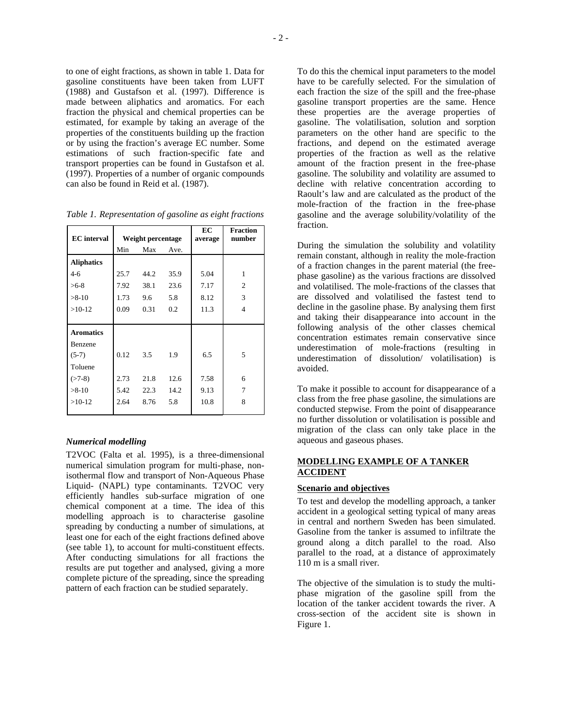to one of eight fractions, as shown in table 1. Data for gasoline constituents have been taken from LUFT (1988) and Gustafson et al. (1997). Difference is made between aliphatics and aromatics. For each fraction the physical and chemical properties can be estimated, for example by taking an average of the properties of the constituents building up the fraction or by using the fraction's average EC number. Some estimations of such fraction-specific fate and transport properties can be found in Gustafson et al. (1997). Properties of a number of organic compounds can also be found in Reid et al. (1987).

*Table 1. Representation of gasoline as eight fractions*

| EC interval | Weight percentage | | | EC average | Fraction number |
|---|---|---|---|---|---|
| | Min | Max | Ave. | | |
| **Aliphatics** | | | | | |
| 4-6 | 25.7 | 44.2 | 35.9 | 5.04 | 1 |
| >6-8 | 7.92 | 38.1 | 23.6 | 7.17 | 2 |
| >8-10 | 1.73 | 9.6 | 5.8 | 8.12 | 3 |
| >10-12 | 0.09 | 0.31 | 0.2 | 11.3 | 4 |
| **Aromatics** | | | | | |
| Benzene (5-7) | 0.12 | 3.5 | 1.9 | 6.5 | 5 |
| Toluene (>7-8) | 2.73 | 21.8 | 12.6 | 7.58 | 6 |
| >8-10 | 5.42 | 22.3 | 14.2 | 9.13 | 7 |
| >10-12 | 2.64 | 8.76 | 5.8 | 10.8 | 8 |

### *Numerical modelling*

T2VOC (Falta et al. 1995), is a three-dimensional numerical simulation program for multi-phase, non-isothermal flow and transport of Non-Aqueous Phase Liquid- (NAPL) type contaminants. T2VOC very efficiently handles sub-surface migration of one chemical component at a time. The idea of this modelling approach is to characterise gasoline spreading by conducting a number of simulations, at least one for each of the eight fractions defined above (see table 1), to account for multi-constituent effects. After conducting simulations for all fractions the results are put together and analysed, giving a more complete picture of the spreading, since the spreading pattern of each fraction can be studied separately.

To do this the chemical input parameters to the model have to be carefully selected. For the simulation of each fraction the size of the spill and the free-phase gasoline transport properties are the same. Hence these properties are the average properties of gasoline. The volatilisation, solution and sorption parameters on the other hand are specific to the fractions, and depend on the estimated average properties of the fraction as well as the relative amount of the fraction present in the free-phase gasoline. The solubility and volatility are assumed to decline with relative concentration according to Raoult's law and are calculated as the product of the mole-fraction of the fraction in the free-phase gasoline and the average solubility/volatility of the fraction.

During the simulation the solubility and volatility remain constant, although in reality the mole-fraction of a fraction changes in the parent material (the free-phase gasoline) as the various fractions are dissolved and volatilised. The mole-fractions of the classes that are dissolved and volatilised the fastest tend to decline in the gasoline phase. By analysing them first and taking their disappearance into account in the following analysis of the other classes chemical concentration estimates remain conservative since underestimation of mole-fractions (resulting in underestimation of dissolution/ volatilisation) is avoided.

To make it possible to account for disappearance of a class from the free phase gasoline, the simulations are conducted stepwise. From the point of disappearance no further dissolution or volatilisation is possible and migration of the class can only take place in the aqueous and gaseous phases.

## MODELLING EXAMPLE OF A TANKER ACCIDENT

### Scenario and objectives

To test and develop the modelling approach, a tanker accident in a geological setting typical of many areas in central and northern Sweden has been simulated. Gasoline from the tanker is assumed to infiltrate the ground along a ditch parallel to the road. Also parallel to the road, at a distance of approximately 110 m is a small river.

The objective of the simulation is to study the multi-phase migration of the gasoline spill from the location of the tanker accident towards the river. A cross-section of the accident site is shown in Figure 1.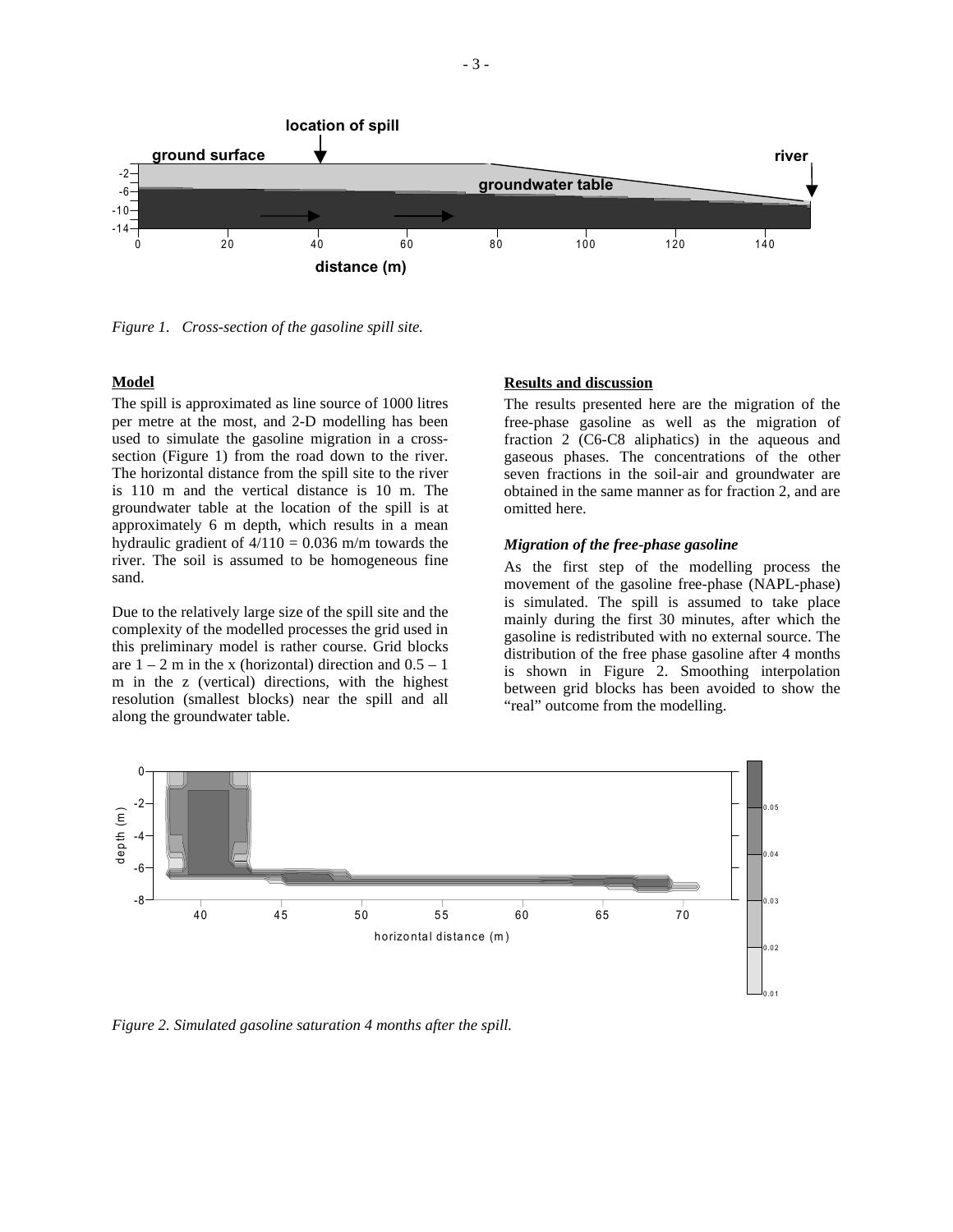*Figure 1. Cross-section of the gasoline spill site.*

## Model

The spill is approximated as line source of 1000 litres per metre at the most, and 2-D modelling has been used to simulate the gasoline migration in a cross-section (Figure 1) from the road down to the river. The horizontal distance from the spill site to the river is 110 m and the vertical distance is 10 m. The groundwater table at the location of the spill is at approximately 6 m depth, which results in a mean hydraulic gradient of 4/110 = 0.036 m/m towards the river. The soil is assumed to be homogeneous fine sand.

Due to the relatively large size of the spill site and the complexity of the modelled processes the grid used in this preliminary model is rather course. Grid blocks are 1 – 2 m in the x (horizontal) direction and 0.5 – 1 m in the z (vertical) directions, with the highest resolution (smallest blocks) near the spill and all along the groundwater table.

## Results and discussion

The results presented here are the migration of the free-phase gasoline as well as the migration of fraction 2 (C6-C8 aliphatics) in the aqueous and gaseous phases. The concentrations of the other seven fractions in the soil-air and groundwater are obtained in the same manner as for fraction 2, and are omitted here.

### *Migration of the free-phase gasoline*

As the first step of the modelling process the movement of the gasoline free-phase (NAPL-phase) is simulated. The spill is assumed to take place mainly during the first 30 minutes, after which the gasoline is redistributed with no external source. The distribution of the free phase gasoline after 4 months is shown in Figure 2. Smoothing interpolation between grid blocks has been avoided to show the "real" outcome from the modelling.

*Figure 2. Simulated gasoline saturation 4 months after the spill.*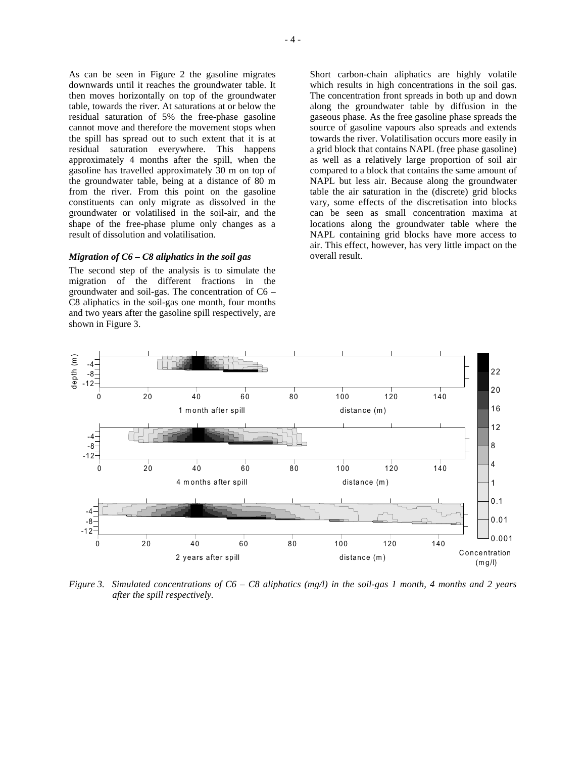As can be seen in Figure 2 the gasoline migrates downwards until it reaches the groundwater table. It then moves horizontally on top of the groundwater table, towards the river. At saturations at or below the residual saturation of 5% the free-phase gasoline cannot move and therefore the movement stops when the spill has spread out to such extent that it is at residual saturation everywhere. This happens approximately 4 months after the spill, when the gasoline has travelled approximately 30 m on top of the groundwater table, being at a distance of 80 m from the river. From this point on the gasoline constituents can only migrate as dissolved in the groundwater or volatilised in the soil-air, and the shape of the free-phase plume only changes as a result of dissolution and volatilisation.

### *Migration of C6 – C8 aliphatics in the soil gas*

The second step of the analysis is to simulate the migration of the different fractions in the groundwater and soil-gas. The concentration of C6 – C8 aliphatics in the soil-gas one month, four months and two years after the gasoline spill respectively, are shown in Figure 3.

Short carbon-chain aliphatics are highly volatile which results in high concentrations in the soil gas. The concentration front spreads in both up and down along the groundwater table by diffusion in the gaseous phase. As the free gasoline phase spreads the source of gasoline vapours also spreads and extends towards the river. Volatilisation occurs more easily in a grid block that contains NAPL (free phase gasoline) as well as a relatively large proportion of soil air compared to a block that contains the same amount of NAPL but less air. Because along the groundwater table the air saturation in the (discrete) grid blocks vary, some effects of the discretisation into blocks can be seen as small concentration maxima at locations along the groundwater table where the NAPL containing grid blocks have more access to air. This effect, however, has very little impact on the overall result.

*Figure 3. Simulated concentrations of C6 – C8 aliphatics (mg/l) in the soil-gas 1 month, 4 months and 2 years after the spill respectively.*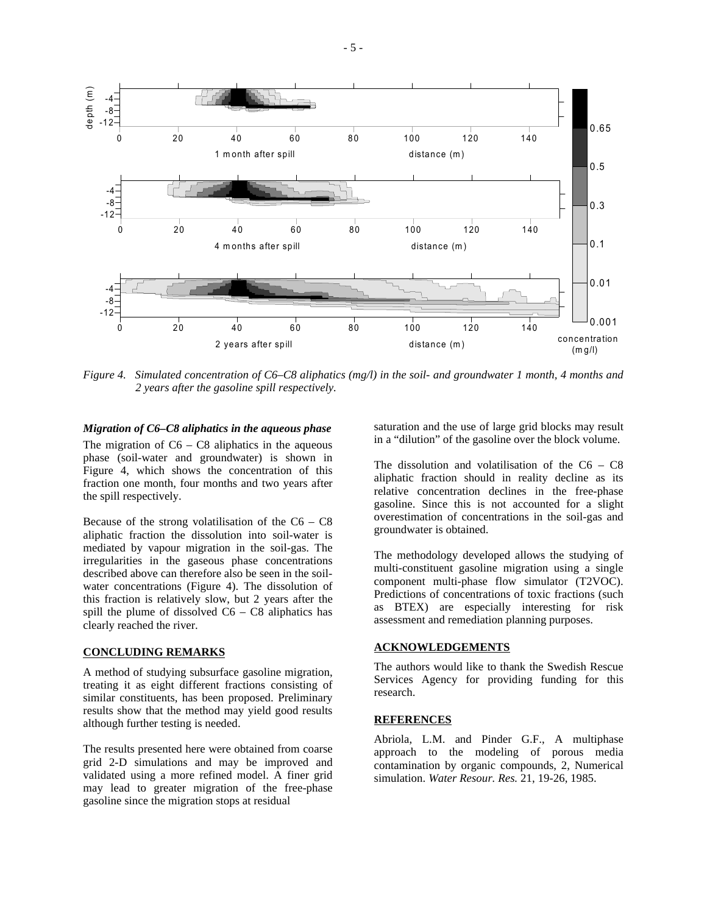*Figure 4. Simulated concentration of C6–C8 aliphatics (mg/l) in the soil- and groundwater 1 month, 4 months and 2 years after the gasoline spill respectively.*

***Migration of C6–C8 aliphatics in the aqueous phase***

The migration of C6 – C8 aliphatics in the aqueous phase (soil-water and groundwater) is shown in Figure 4, which shows the concentration of this fraction one month, four months and two years after the spill respectively.

Because of the strong volatilisation of the C6 – C8 aliphatic fraction the dissolution into soil-water is mediated by vapour migration in the soil-gas. The irregularities in the gaseous phase concentrations described above can therefore also be seen in the soil-water concentrations (Figure 4). The dissolution of this fraction is relatively slow, but 2 years after the spill the plume of dissolved C6 – C8 aliphatics has clearly reached the river.

## CONCLUDING REMARKS

A method of studying subsurface gasoline migration, treating it as eight different fractions consisting of similar constituents, has been proposed. Preliminary results show that the method may yield good results although further testing is needed.

The results presented here were obtained from coarse grid 2-D simulations and may be improved and validated using a more refined model. A finer grid may lead to greater migration of the free-phase gasoline since the migration stops at residual saturation and the use of large grid blocks may result in a "dilution" of the gasoline over the block volume.

The dissolution and volatilisation of the C6 – C8 aliphatic fraction should in reality decline as its relative concentration declines in the free-phase gasoline. Since this is not accounted for a slight overestimation of concentrations in the soil-gas and groundwater is obtained.

The methodology developed allows the studying of multi-constituent gasoline migration using a single component multi-phase flow simulator (T2VOC). Predictions of concentrations of toxic fractions (such as BTEX) are especially interesting for risk assessment and remediation planning purposes.

## ACKNOWLEDGEMENTS

The authors would like to thank the Swedish Rescue Services Agency for providing funding for this research.

## REFERENCES

Abriola, L.M. and Pinder G.F., A multiphase approach to the modeling of porous media contamination by organic compounds, 2, Numerical simulation. *Water Resour. Res.* 21, 19-26, 1985.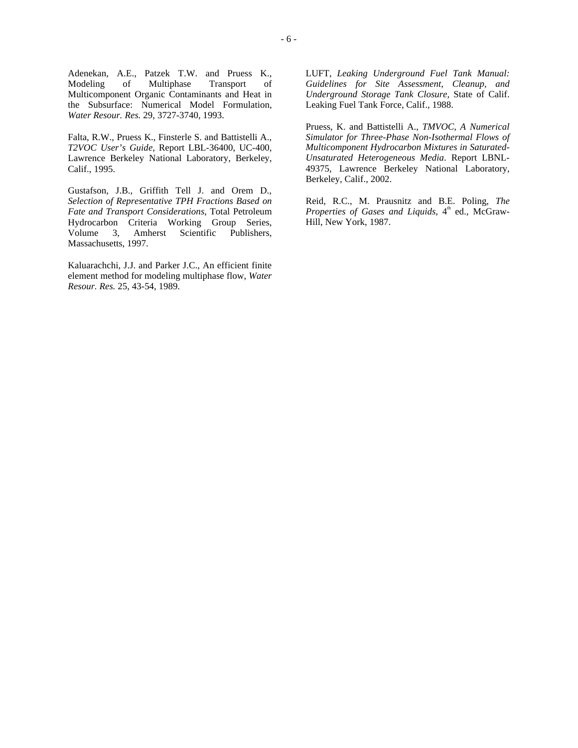Adenekan, A.E., Patzek T.W. and Pruess K., Modeling of Multiphase Transport of Multicomponent Organic Contaminants and Heat in the Subsurface: Numerical Model Formulation, *Water Resour. Res.* 29, 3727-3740, 1993.

Falta, R.W., Pruess K., Finsterle S. and Battistelli A., *T2VOC User's Guide*, Report LBL-36400, UC-400, Lawrence Berkeley National Laboratory, Berkeley, Calif., 1995.

Gustafson, J.B., Griffith Tell J. and Orem D., *Selection of Representative TPH Fractions Based on Fate and Transport Considerations*, Total Petroleum Hydrocarbon Criteria Working Group Series, Volume 3, Amherst Scientific Publishers, Massachusetts, 1997.

Kaluarachchi, J.J. and Parker J.C., An efficient finite element method for modeling multiphase flow, *Water Resour. Res.* 25, 43-54, 1989.

LUFT, *Leaking Underground Fuel Tank Manual: Guidelines for Site Assessment, Cleanup, and Underground Storage Tank Closure*, State of Calif. Leaking Fuel Tank Force, Calif., 1988.

Pruess, K. and Battistelli A., *TMVOC, A Numerical Simulator for Three-Phase Non-Isothermal Flows of Multicomponent Hydrocarbon Mixtures in Saturated-Unsaturated Heterogeneous Media*. Report LBNL-49375, Lawrence Berkeley National Laboratory, Berkeley, Calif., 2002.

Reid, R.C., M. Prausnitz and B.E. Poling, *The Properties of Gases and Liquids*, 4th ed., McGraw-Hill, New York, 1987.